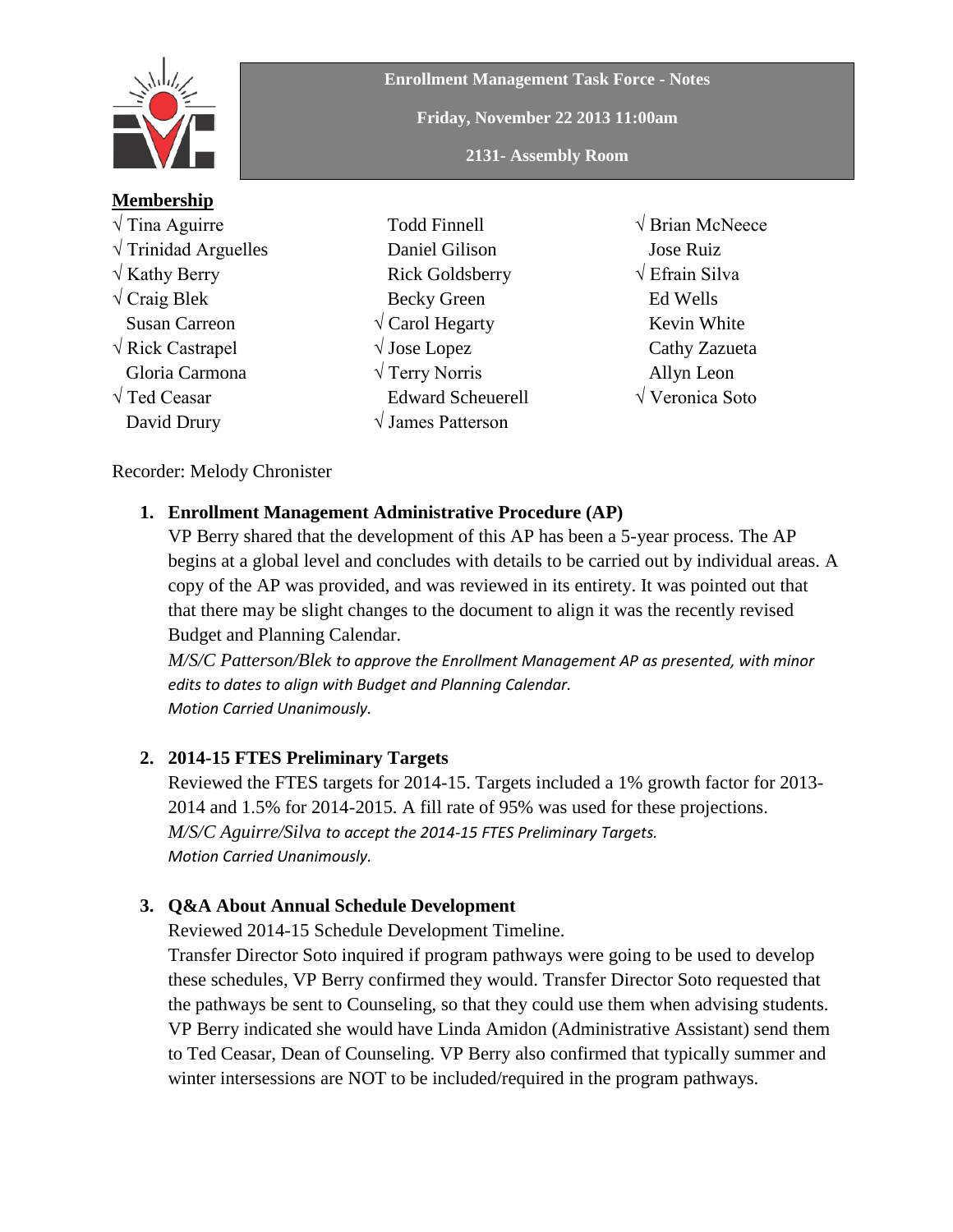**Enrollment Management Task Force - Notes**

**Friday, November 22 2013 11:00am**

**2131- Assembly Room**

**Membership**

| | | |
|---|---|---|
| √ Tina Aguirre | Todd Finnell | √ Brian McNeece |
| √ Trinidad Arguelles | Daniel Gilison | Jose Ruiz |
| √ Kathy Berry | Rick Goldsberry | √ Efrain Silva |
| √ Craig Blek | Becky Green | Ed Wells |
| Susan Carreon | √ Carol Hegarty | Kevin White |
| √ Rick Castrapel | √ Jose Lopez | Cathy Zazueta |
| Gloria Carmona | √ Terry Norris | Allyn Leon |
| √ Ted Ceasar | Edward Scheuerell | √ Veronica Soto |
| David Drury | √ James Patterson | |

Recorder: Melody Chronister

1. **Enrollment Management Administrative Procedure (AP)**
   VP Berry shared that the development of this AP has been a 5-year process. The AP begins at a global level and concludes with details to be carried out by individual areas. A copy of the AP was provided, and was reviewed in its entirety. It was pointed out that that there may be slight changes to the document to align it was the recently revised Budget and Planning Calendar.
   *M/S/C Patterson/Blek to approve the Enrollment Management AP as presented, with minor edits to dates to align with Budget and Planning Calendar.*
   *Motion Carried Unanimously.*

2. **2014-15 FTES Preliminary Targets**
   Reviewed the FTES targets for 2014-15. Targets included a 1% growth factor for 2013-2014 and 1.5% for 2014-2015. A fill rate of 95% was used for these projections.
   *M/S/C Aguirre/Silva to accept the 2014-15 FTES Preliminary Targets.*
   *Motion Carried Unanimously.*

3. **Q&A About Annual Schedule Development**
   Reviewed 2014-15 Schedule Development Timeline.
   Transfer Director Soto inquired if program pathways were going to be used to develop these schedules, VP Berry confirmed they would. Transfer Director Soto requested that the pathways be sent to Counseling, so that they could use them when advising students. VP Berry indicated she would have Linda Amidon (Administrative Assistant) send them to Ted Ceasar, Dean of Counseling. VP Berry also confirmed that typically summer and winter intersessions are NOT to be included/required in the program pathways.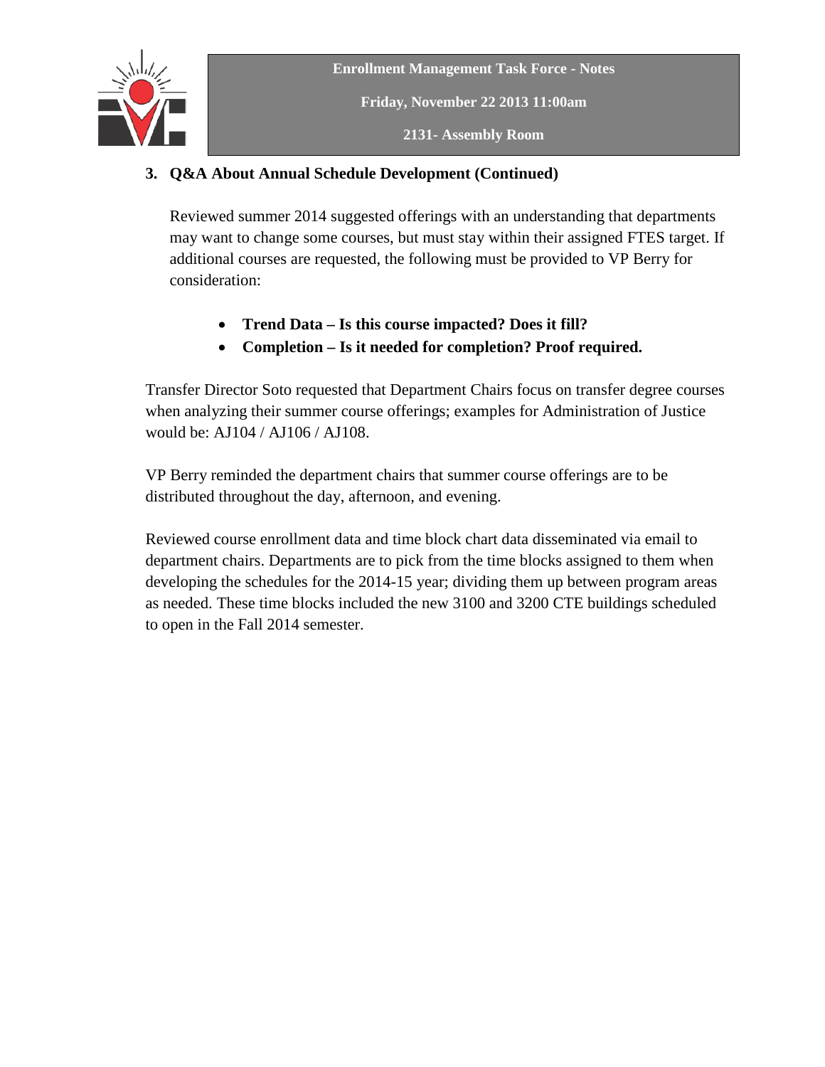**3. Q&A About Annual Schedule Development (Continued)**

Reviewed summer 2014 suggested offerings with an understanding that departments may want to change some courses, but must stay within their assigned FTES target. If additional courses are requested, the following must be provided to VP Berry for consideration:

- **Trend Data – Is this course impacted? Does it fill?**
- **Completion – Is it needed for completion? Proof required.**

Transfer Director Soto requested that Department Chairs focus on transfer degree courses when analyzing their summer course offerings; examples for Administration of Justice would be: AJ104 / AJ106 / AJ108.

VP Berry reminded the department chairs that summer course offerings are to be distributed throughout the day, afternoon, and evening.

Reviewed course enrollment data and time block chart data disseminated via email to department chairs. Departments are to pick from the time blocks assigned to them when developing the schedules for the 2014-15 year; dividing them up between program areas as needed. These time blocks included the new 3100 and 3200 CTE buildings scheduled to open in the Fall 2014 semester.